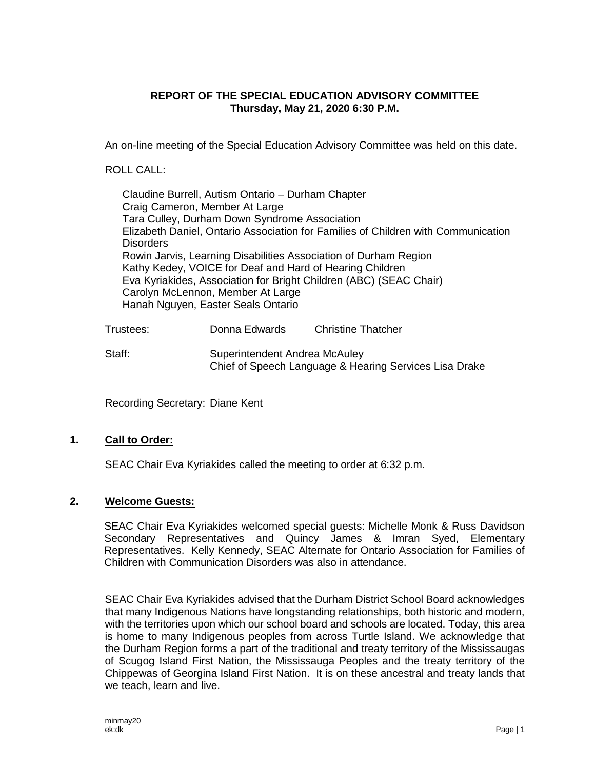**REPORT OF THE SPECIAL EDUCATION ADVISORY COMMITTEE**
**Thursday, May 21, 2020 6:30 P.M.**

An on-line meeting of the Special Education Advisory Committee was held on this date.

ROLL CALL:

Claudine Burrell, Autism Ontario – Durham Chapter
Craig Cameron, Member At Large
Tara Culley, Durham Down Syndrome Association
Elizabeth Daniel, Ontario Association for Families of Children with Communication Disorders
Rowin Jarvis, Learning Disabilities Association of Durham Region
Kathy Kedey, VOICE for Deaf and Hard of Hearing Children
Eva Kyriakides, Association for Bright Children (ABC) (SEAC Chair)
Carolyn McLennon, Member At Large
Hanah Nguyen, Easter Seals Ontario

Trustees: Donna Edwards Christine Thatcher

Staff: Superintendent Andrea McAuley
Chief of Speech Language & Hearing Services Lisa Drake

Recording Secretary: Diane Kent

## 1. Call to Order:

SEAC Chair Eva Kyriakides called the meeting to order at 6:32 p.m.

## 2. Welcome Guests:

SEAC Chair Eva Kyriakides welcomed special guests: Michelle Monk & Russ Davidson Secondary Representatives and Quincy James & Imran Syed, Elementary Representatives. Kelly Kennedy, SEAC Alternate for Ontario Association for Families of Children with Communication Disorders was also in attendance.

SEAC Chair Eva Kyriakides advised that the Durham District School Board acknowledges that many Indigenous Nations have longstanding relationships, both historic and modern, with the territories upon which our school board and schools are located. Today, this area is home to many Indigenous peoples from across Turtle Island. We acknowledge that the Durham Region forms a part of the traditional and treaty territory of the Mississaugas of Scugog Island First Nation, the Mississauga Peoples and the treaty territory of the Chippewas of Georgina Island First Nation. It is on these ancestral and treaty lands that we teach, learn and live.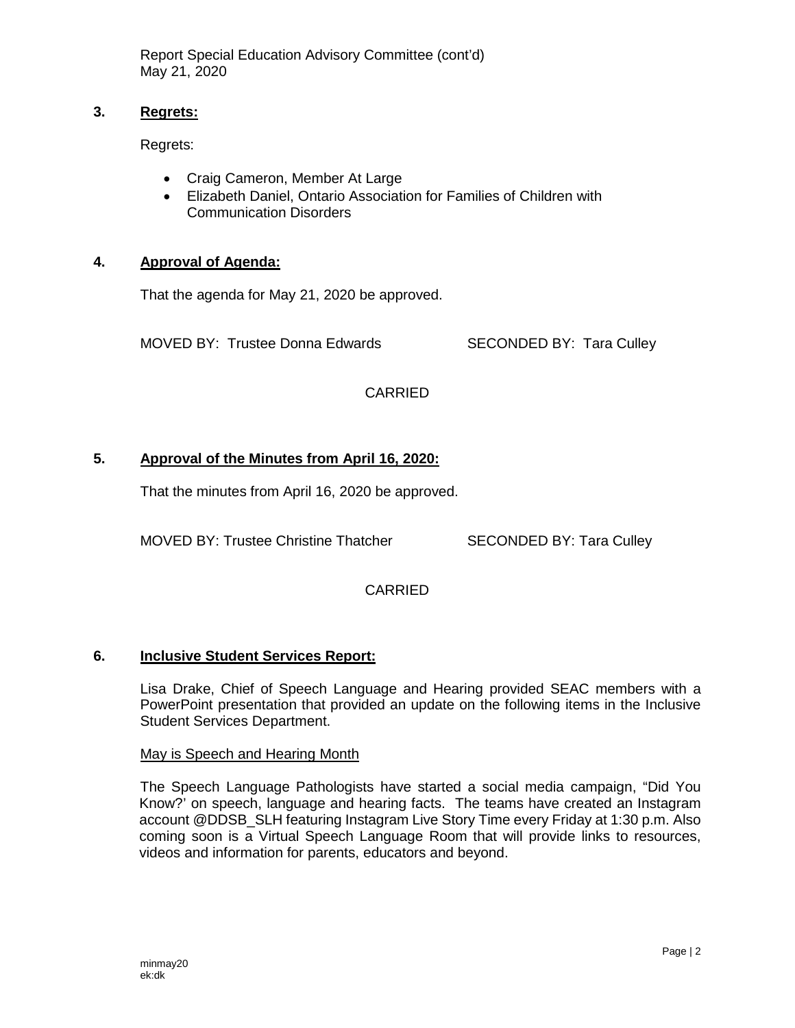## 3. Regrets:

Regrets:

- Craig Cameron, Member At Large
- Elizabeth Daniel, Ontario Association for Families of Children with Communication Disorders

## 4. Approval of Agenda:

That the agenda for May 21, 2020 be approved.

MOVED BY: Trustee Donna Edwards SECONDED BY: Tara Culley

CARRIED

## 5. Approval of the Minutes from April 16, 2020:

That the minutes from April 16, 2020 be approved.

MOVED BY: Trustee Christine Thatcher SECONDED BY: Tara Culley

CARRIED

## 6. Inclusive Student Services Report:

Lisa Drake, Chief of Speech Language and Hearing provided SEAC members with a PowerPoint presentation that provided an update on the following items in the Inclusive Student Services Department.

May is Speech and Hearing Month

The Speech Language Pathologists have started a social media campaign, "Did You Know?' on speech, language and hearing facts. The teams have created an Instagram account @DDSB_SLH featuring Instagram Live Story Time every Friday at 1:30 p.m. Also coming soon is a Virtual Speech Language Room that will provide links to resources, videos and information for parents, educators and beyond.

minmay20
ek:dk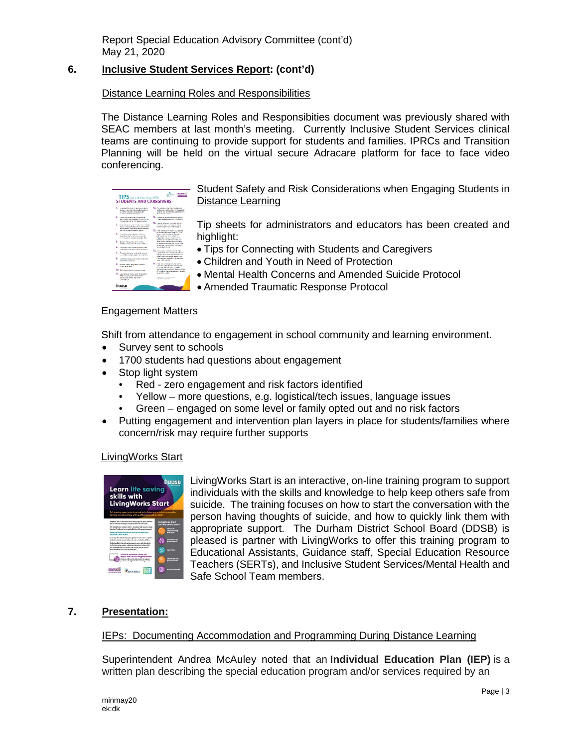## 6. Inclusive Student Services Report: (cont'd)

Distance Learning Roles and Responsibilities

The Distance Learning Roles and Responsibities document was previously shared with SEAC members at last month's meeting. Currently Inclusive Student Services clinical teams are continuing to provide support for students and families. IPRCs and Transition Planning will be held on the virtual secure Adracare platform for face to face video conferencing.

Student Safety and Risk Considerations when Engaging Students in Distance Learning

Tip sheets for administrators and educators has been created and highlight:

- Tips for Connecting with Students and Caregivers
- Children and Youth in Need of Protection
- Mental Health Concerns and Amended Suicide Protocol
- Amended Traumatic Response Protocol

Engagement Matters

Shift from attendance to engagement in school community and learning environment.

- Survey sent to schools
- 1700 students had questions about engagement
- Stop light system
  - Red - zero engagement and risk factors identified
  - Yellow – more questions, e.g. logistical/tech issues, language issues
  - Green – engaged on some level or family opted out and no risk factors
- Putting engagement and intervention plan layers in place for students/families where concern/risk may require further supports

LivingWorks Start

LivingWorks Start is an interactive, on-line training program to support individuals with the skills and knowledge to help keep others safe from suicide. The training focuses on how to start the conversation with the person having thoughts of suicide, and how to quickly link them with appropriate support. The Durham District School Board (DDSB) is pleased is partner with LivingWorks to offer this training program to Educational Assistants, Guidance staff, Special Education Resource Teachers (SERTs), and Inclusive Student Services/Mental Health and Safe School Team members.

## 7. Presentation:

IEPs: Documenting Accommodation and Programming During Distance Learning

Superintendent Andrea McAuley noted that an **Individual Education Plan (IEP)** is a written plan describing the special education program and/or services required by an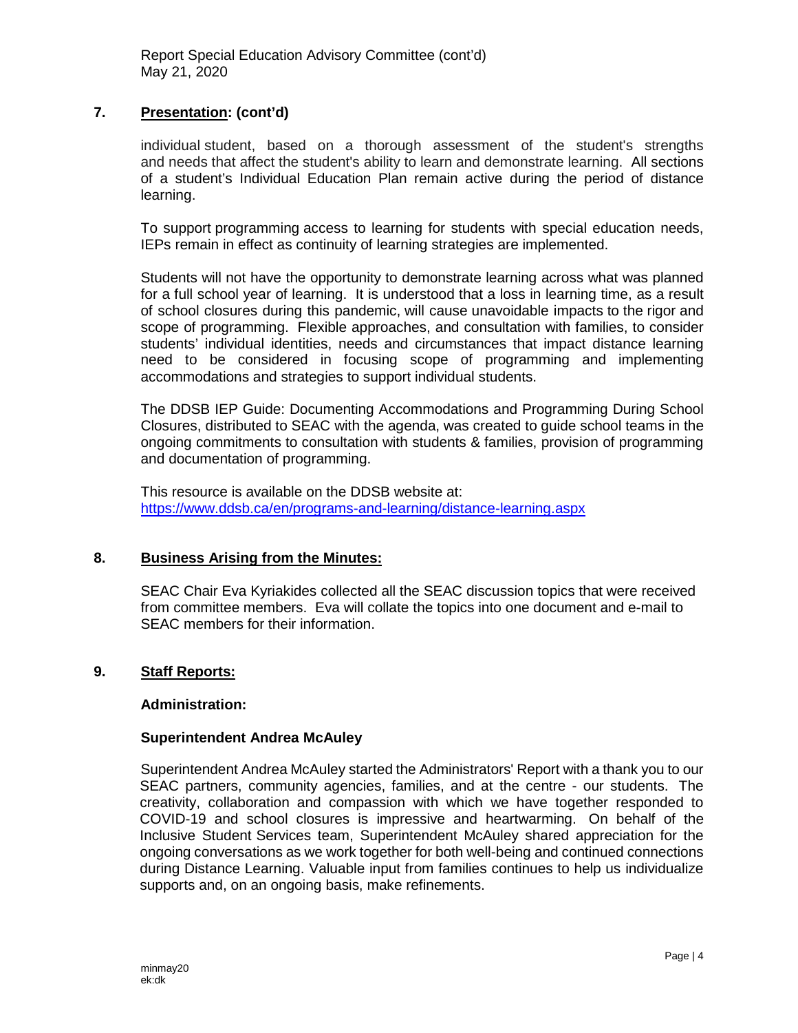## 7. Presentation: (cont'd)

individual student, based on a thorough assessment of the student's strengths and needs that affect the student's ability to learn and demonstrate learning. All sections of a student's Individual Education Plan remain active during the period of distance learning.

To support programming access to learning for students with special education needs, IEPs remain in effect as continuity of learning strategies are implemented.

Students will not have the opportunity to demonstrate learning across what was planned for a full school year of learning. It is understood that a loss in learning time, as a result of school closures during this pandemic, will cause unavoidable impacts to the rigor and scope of programming. Flexible approaches, and consultation with families, to consider students' individual identities, needs and circumstances that impact distance learning need to be considered in focusing scope of programming and implementing accommodations and strategies to support individual students.

The DDSB IEP Guide: Documenting Accommodations and Programming During School Closures, distributed to SEAC with the agenda, was created to guide school teams in the ongoing commitments to consultation with students & families, provision of programming and documentation of programming.

This resource is available on the DDSB website at:
[https://www.ddsb.ca/en/programs-and-learning/distance-learning.aspx](https://www.ddsb.ca/en/programs-and-learning/distance-learning.aspx)

## 8. Business Arising from the Minutes:

SEAC Chair Eva Kyriakides collected all the SEAC discussion topics that were received from committee members. Eva will collate the topics into one document and e-mail to SEAC members for their information.

## 9. Staff Reports:

**Administration:**

**Superintendent Andrea McAuley**

Superintendent Andrea McAuley started the Administrators' Report with a thank you to our SEAC partners, community agencies, families, and at the centre - our students. The creativity, collaboration and compassion with which we have together responded to COVID-19 and school closures is impressive and heartwarming. On behalf of the Inclusive Student Services team, Superintendent McAuley shared appreciation for the ongoing conversations as we work together for both well-being and continued connections during Distance Learning. Valuable input from families continues to help us individualize supports and, on an ongoing basis, make refinements.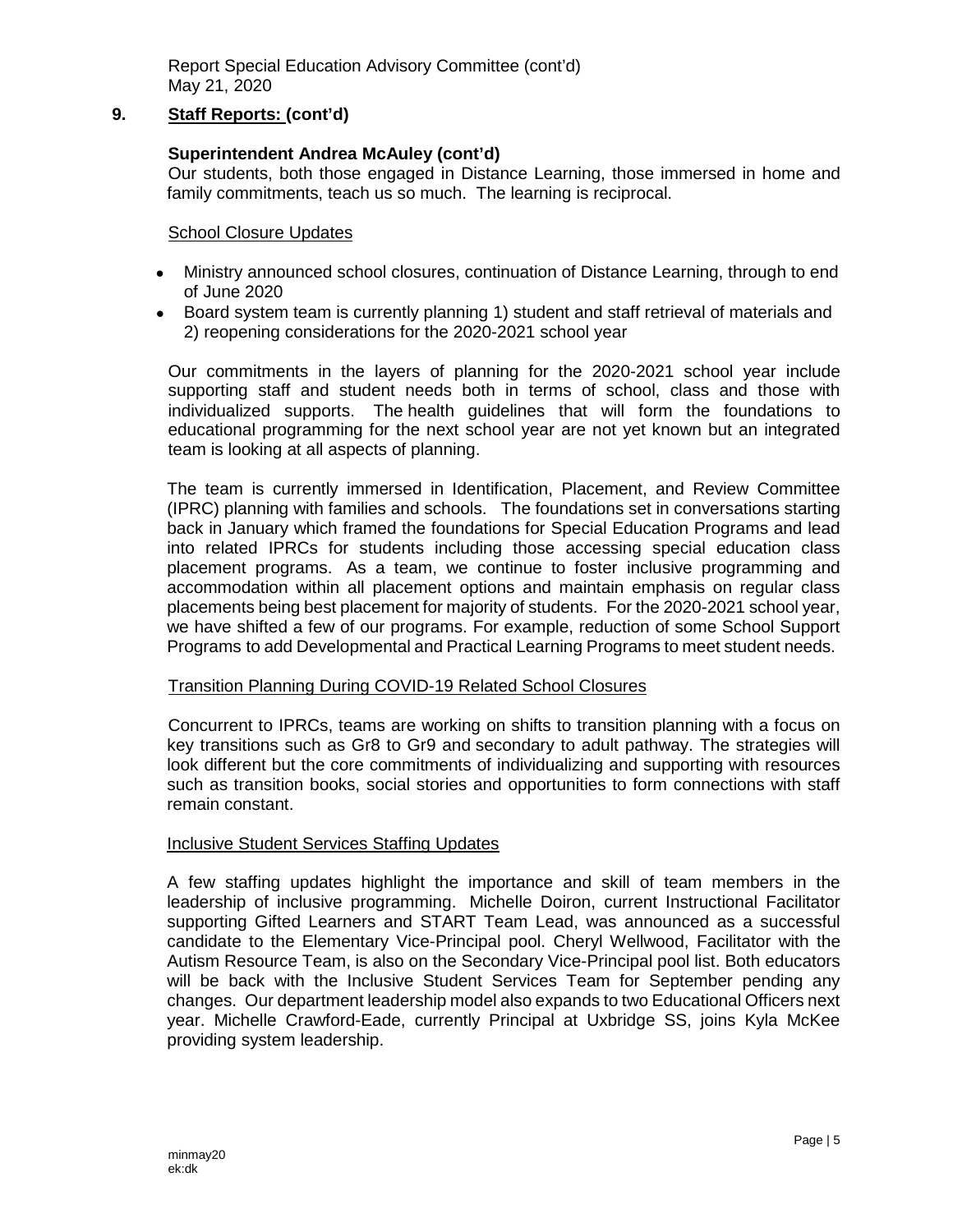## 9. Staff Reports: (cont'd)

### Superintendent Andrea McAuley (cont'd)

Our students, both those engaged in Distance Learning, those immersed in home and family commitments, teach us so much. The learning is reciprocal.

School Closure Updates

- Ministry announced school closures, continuation of Distance Learning, through to end of June 2020
- Board system team is currently planning 1) student and staff retrieval of materials and 2) reopening considerations for the 2020-2021 school year

Our commitments in the layers of planning for the 2020-2021 school year include supporting staff and student needs both in terms of school, class and those with individualized supports. The health guidelines that will form the foundations to educational programming for the next school year are not yet known but an integrated team is looking at all aspects of planning.

The team is currently immersed in Identification, Placement, and Review Committee (IPRC) planning with families and schools. The foundations set in conversations starting back in January which framed the foundations for Special Education Programs and lead into related IPRCs for students including those accessing special education class placement programs. As a team, we continue to foster inclusive programming and accommodation within all placement options and maintain emphasis on regular class placements being best placement for majority of students. For the 2020-2021 school year, we have shifted a few of our programs. For example, reduction of some School Support Programs to add Developmental and Practical Learning Programs to meet student needs.

Transition Planning During COVID-19 Related School Closures

Concurrent to IPRCs, teams are working on shifts to transition planning with a focus on key transitions such as Gr8 to Gr9 and secondary to adult pathway. The strategies will look different but the core commitments of individualizing and supporting with resources such as transition books, social stories and opportunities to form connections with staff remain constant.

Inclusive Student Services Staffing Updates

A few staffing updates highlight the importance and skill of team members in the leadership of inclusive programming. Michelle Doiron, current Instructional Facilitator supporting Gifted Learners and START Team Lead, was announced as a successful candidate to the Elementary Vice-Principal pool. Cheryl Wellwood, Facilitator with the Autism Resource Team, is also on the Secondary Vice-Principal pool list. Both educators will be back with the Inclusive Student Services Team for September pending any changes. Our department leadership model also expands to two Educational Officers next year. Michelle Crawford-Eade, currently Principal at Uxbridge SS, joins Kyla McKee providing system leadership.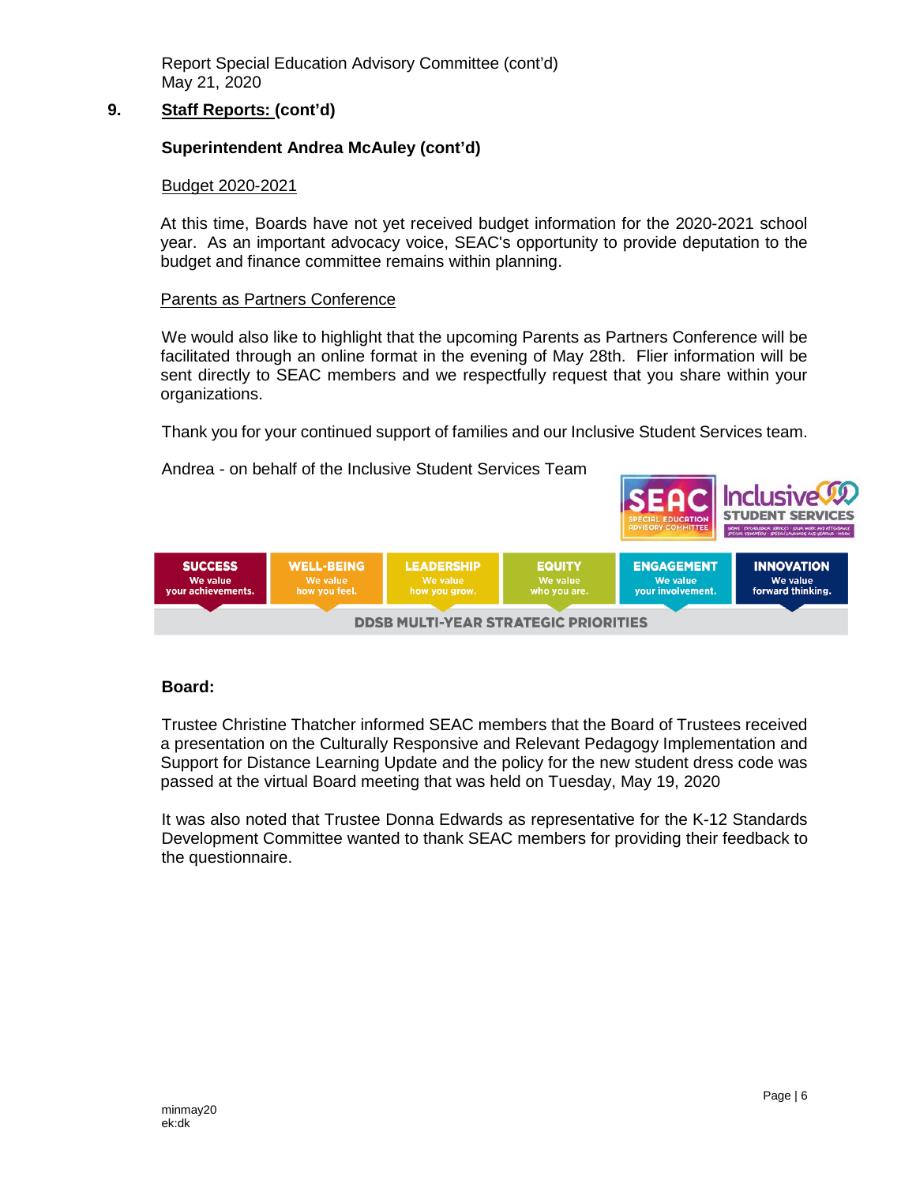## 9. Staff Reports: (cont'd)

### Superintendent Andrea McAuley (cont'd)

Budget 2020-2021

At this time, Boards have not yet received budget information for the 2020-2021 school year. As an important advocacy voice, SEAC's opportunity to provide deputation to the budget and finance committee remains within planning.

Parents as Partners Conference

We would also like to highlight that the upcoming Parents as Partners Conference will be facilitated through an online format in the evening of May 28th. Flier information will be sent directly to SEAC members and we respectfully request that you share within your organizations.

Thank you for your continued support of families and our Inclusive Student Services team.

Andrea - on behalf of the Inclusive Student Services Team

### Board:

Trustee Christine Thatcher informed SEAC members that the Board of Trustees received a presentation on the Culturally Responsive and Relevant Pedagogy Implementation and Support for Distance Learning Update and the policy for the new student dress code was passed at the virtual Board meeting that was held on Tuesday, May 19, 2020

It was also noted that Trustee Donna Edwards as representative for the K-12 Standards Development Committee wanted to thank SEAC members for providing their feedback to the questionnaire.

minmay20
ek:dk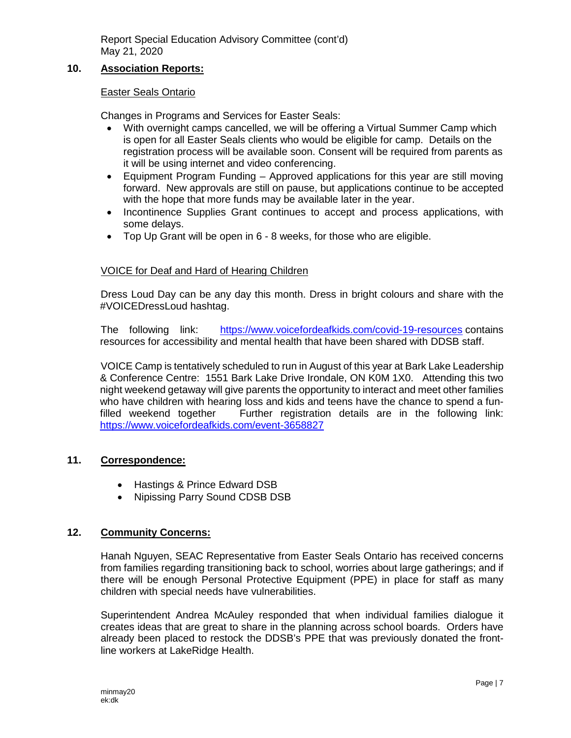## 10. Association Reports:

### Easter Seals Ontario

Changes in Programs and Services for Easter Seals:

- With overnight camps cancelled, we will be offering a Virtual Summer Camp which is open for all Easter Seals clients who would be eligible for camp. Details on the registration process will be available soon. Consent will be required from parents as it will be using internet and video conferencing.
- Equipment Program Funding – Approved applications for this year are still moving forward. New approvals are still on pause, but applications continue to be accepted with the hope that more funds may be available later in the year.
- Incontinence Supplies Grant continues to accept and process applications, with some delays.
- Top Up Grant will be open in 6 - 8 weeks, for those who are eligible.

### VOICE for Deaf and Hard of Hearing Children

Dress Loud Day can be any day this month. Dress in bright colours and share with the #VOICEDressLoud hashtag.

The following link: https://www.voicefordeafkids.com/covid-19-resources contains resources for accessibility and mental health that have been shared with DDSB staff.

VOICE Camp is tentatively scheduled to run in August of this year at Bark Lake Leadership & Conference Centre: 1551 Bark Lake Drive Irondale, ON K0M 1X0. Attending this two night weekend getaway will give parents the opportunity to interact and meet other families who have children with hearing loss and kids and teens have the chance to spend a fun-filled weekend together Further registration details are in the following link: https://www.voicefordeafkids.com/event-3658827

## 11. Correspondence:

- Hastings & Prince Edward DSB
- Nipissing Parry Sound CDSB DSB

## 12. Community Concerns:

Hanah Nguyen, SEAC Representative from Easter Seals Ontario has received concerns from families regarding transitioning back to school, worries about large gatherings; and if there will be enough Personal Protective Equipment (PPE) in place for staff as many children with special needs have vulnerabilities.

Superintendent Andrea McAuley responded that when individual families dialogue it creates ideas that are great to share in the planning across school boards. Orders have already been placed to restock the DDSB's PPE that was previously donated the front-line workers at LakeRidge Health.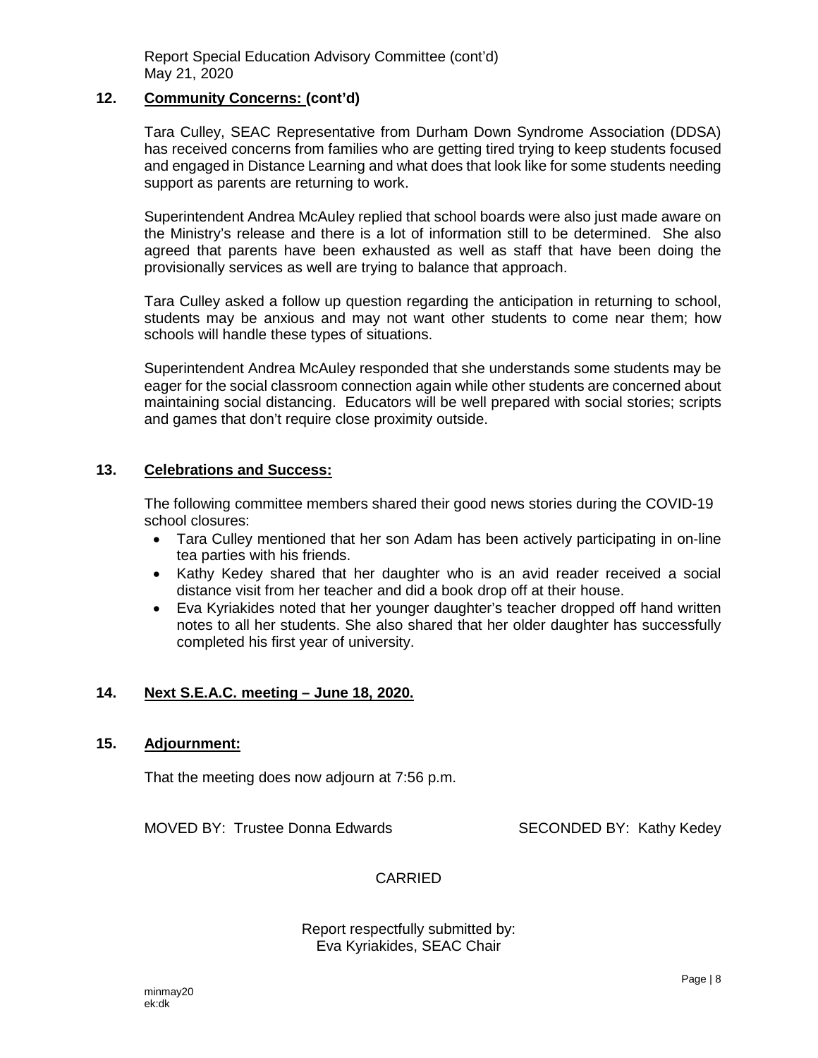## 12. Community Concerns: (cont'd)

Tara Culley, SEAC Representative from Durham Down Syndrome Association (DDSA) has received concerns from families who are getting tired trying to keep students focused and engaged in Distance Learning and what does that look like for some students needing support as parents are returning to work.

Superintendent Andrea McAuley replied that school boards were also just made aware on the Ministry's release and there is a lot of information still to be determined. She also agreed that parents have been exhausted as well as staff that have been doing the provisionally services as well are trying to balance that approach.

Tara Culley asked a follow up question regarding the anticipation in returning to school, students may be anxious and may not want other students to come near them; how schools will handle these types of situations.

Superintendent Andrea McAuley responded that she understands some students may be eager for the social classroom connection again while other students are concerned about maintaining social distancing. Educators will be well prepared with social stories; scripts and games that don't require close proximity outside.

## 13. Celebrations and Success:

The following committee members shared their good news stories during the COVID-19 school closures:

- Tara Culley mentioned that her son Adam has been actively participating in on-line tea parties with his friends.
- Kathy Kedey shared that her daughter who is an avid reader received a social distance visit from her teacher and did a book drop off at their house.
- Eva Kyriakides noted that her younger daughter's teacher dropped off hand written notes to all her students. She also shared that her older daughter has successfully completed his first year of university.

## 14. Next S.E.A.C. meeting – June 18, 2020.

## 15. Adjournment:

That the meeting does now adjourn at 7:56 p.m.

MOVED BY: Trustee Donna Edwards     SECONDED BY: Kathy Kedey

CARRIED

Report respectfully submitted by:
Eva Kyriakides, SEAC Chair

minmay20
ek:dk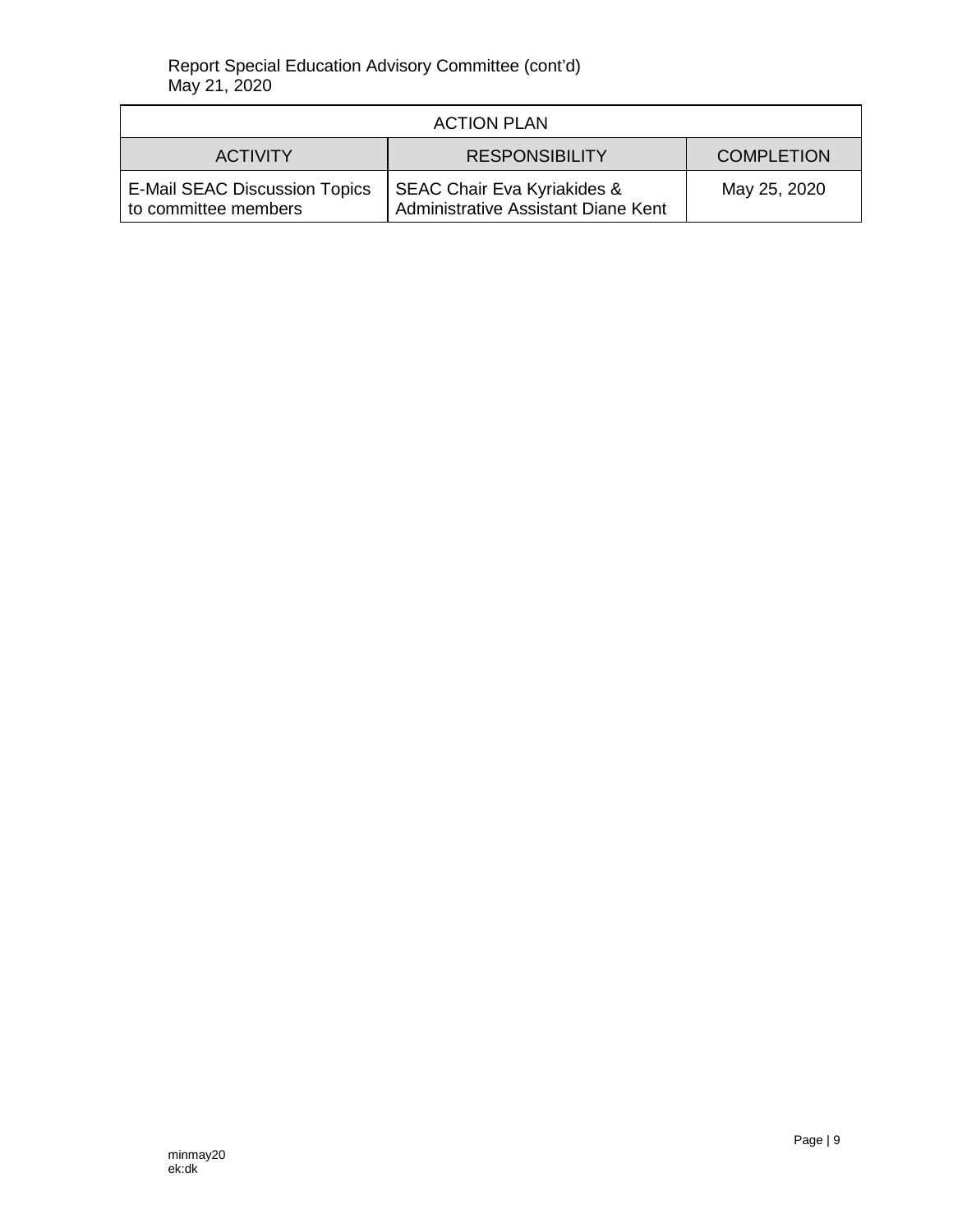| ACTION PLAN | | |
|---|---|---|
| ACTIVITY | RESPONSIBILITY | COMPLETION |
| E-Mail SEAC Discussion Topics to committee members | SEAC Chair Eva Kyriakides & Administrative Assistant Diane Kent | May 25, 2020 |

minmay20
ek:dk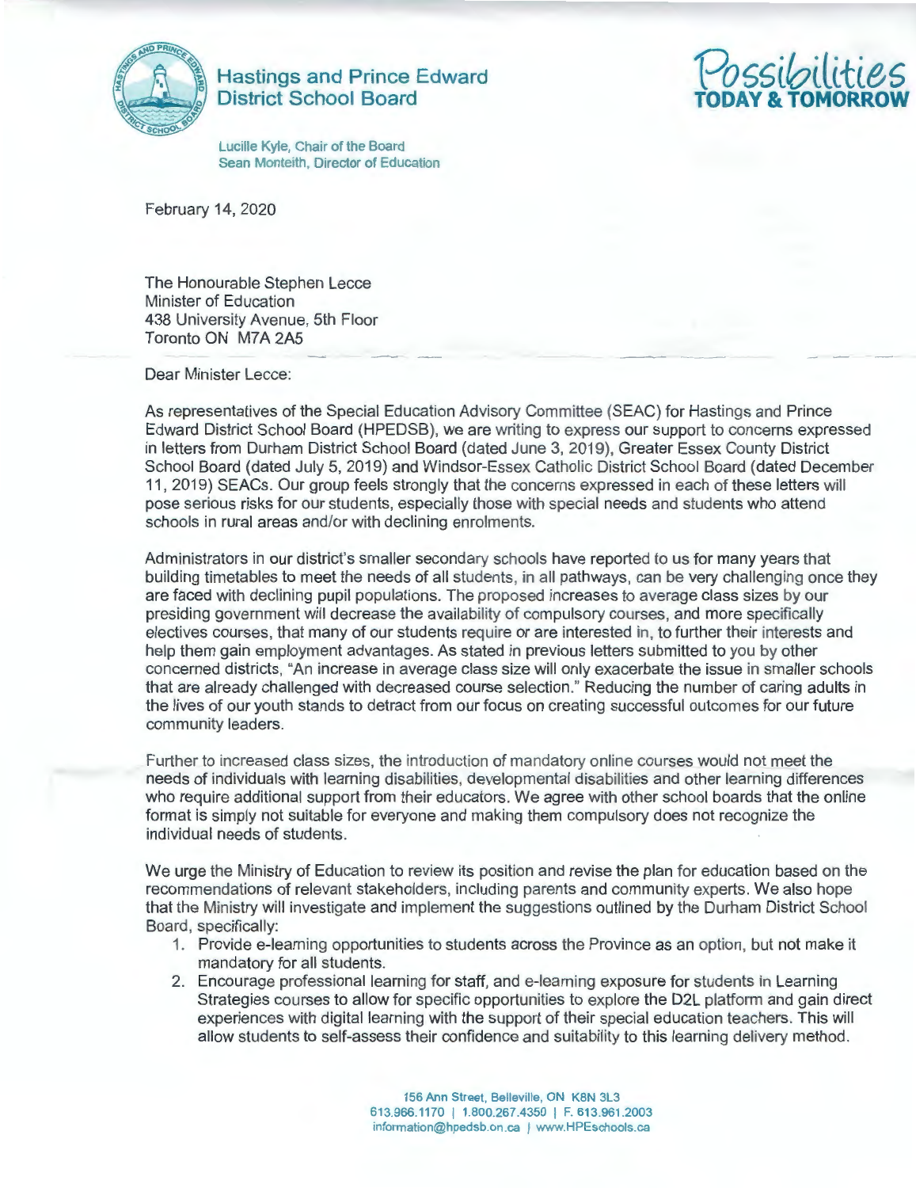**Hastings and Prince Edward District School Board**

**Possibilities TODAY & TOMORROW**

Lucille Kyle, Chair of the Board
Sean Monteith, Director of Education

February 14, 2020

The Honourable Stephen Lecce
Minister of Education
438 University Avenue, 5th Floor
Toronto ON M7A 2A5

Dear Minister Lecce:

As representatives of the Special Education Advisory Committee (SEAC) for Hastings and Prince Edward District School Board (HPEDSB), we are writing to express our support to concerns expressed in letters from Durham District School Board (dated June 3, 2019), Greater Essex County District School Board (dated July 5, 2019) and Windsor-Essex Catholic District School Board (dated December 11, 2019) SEACs. Our group feels strongly that the concerns expressed in each of these letters will pose serious risks for our students, especially those with special needs and students who attend schools in rural areas and/or with declining enrolments.

Administrators in our district's smaller secondary schools have reported to us for many years that building timetables to meet the needs of all students, in all pathways, can be very challenging once they are faced with declining pupil populations. The proposed increases to average class sizes by our presiding government will decrease the availability of compulsory courses, and more specifically electives courses, that many of our students require or are interested in, to further their interests and help them gain employment advantages. As stated in previous letters submitted to you by other concerned districts, "An increase in average class size will only exacerbate the issue in smaller schools that are already challenged with decreased course selection." Reducing the number of caring adults in the lives of our youth stands to detract from our focus on creating successful outcomes for our future community leaders.

Further to increased class sizes, the introduction of mandatory online courses would not meet the needs of individuals with learning disabilities, developmental disabilities and other learning differences who require additional support from their educators. We agree with other school boards that the online format is simply not suitable for everyone and making them compulsory does not recognize the individual needs of students.

We urge the Ministry of Education to review its position and revise the plan for education based on the recommendations of relevant stakeholders, including parents and community experts. We also hope that the Ministry will investigate and implement the suggestions outlined by the Durham District School Board, specifically:

1. Provide e-learning opportunities to students across the Province as an option, but not make it mandatory for all students.
2. Encourage professional learning for staff, and e-learning exposure for students in Learning Strategies courses to allow for specific opportunities to explore the D2L platform and gain direct experiences with digital learning with the support of their special education teachers. This will allow students to self-assess their confidence and suitability to this learning delivery method.

156 Ann Street, Belleville, ON K8N 3L3
613.966.1170 | 1.800.267.4350 | F. 613.961.2003
information@hpedsb.on.ca | www.HPEschools.ca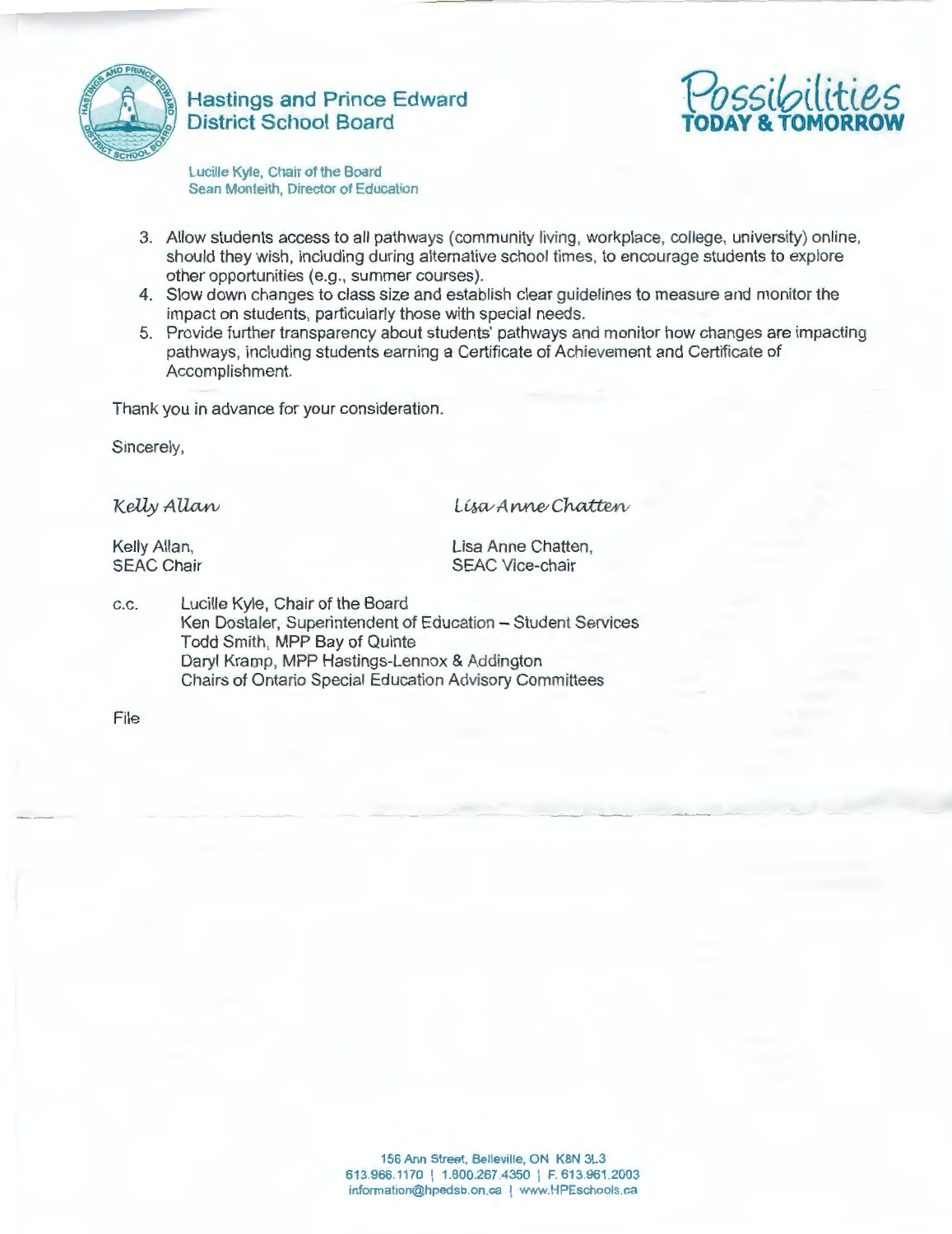Hastings and Prince Edward District School Board

Lucille Kyle, Chair of the Board
Sean Monteith, Director of Education

Possibilities TODAY & TOMORROW

3. Allow students access to all pathways (community living, workplace, college, university) online, should they wish, including during alternative school times, to encourage students to explore other opportunities (e.g., summer courses).
4. Slow down changes to class size and establish clear guidelines to measure and monitor the impact on students, particularly those with special needs.
5. Provide further transparency about students' pathways and monitor how changes are impacting pathways, including students earning a Certificate of Achievement and Certificate of Accomplishment.

Thank you in advance for your consideration.

Sincerely,

*Kelly Allan*

Kelly Allan,
SEAC Chair

*Lisa Anne Chatten*

Lisa Anne Chatten,
SEAC Vice-chair

c.c. Lucille Kyle, Chair of the Board
Ken Dostaler, Superintendent of Education – Student Services
Todd Smith, MPP Bay of Quinte
Daryl Kramp, MPP Hastings-Lennox & Addington
Chairs of Ontario Special Education Advisory Committees

File

156 Ann Street, Belleville, ON K8N 3L3
613.966.1170 | 1.800.267.4350 | F. 613.961.2003
information@hpedsb.on.ca | www.HPEschools.ca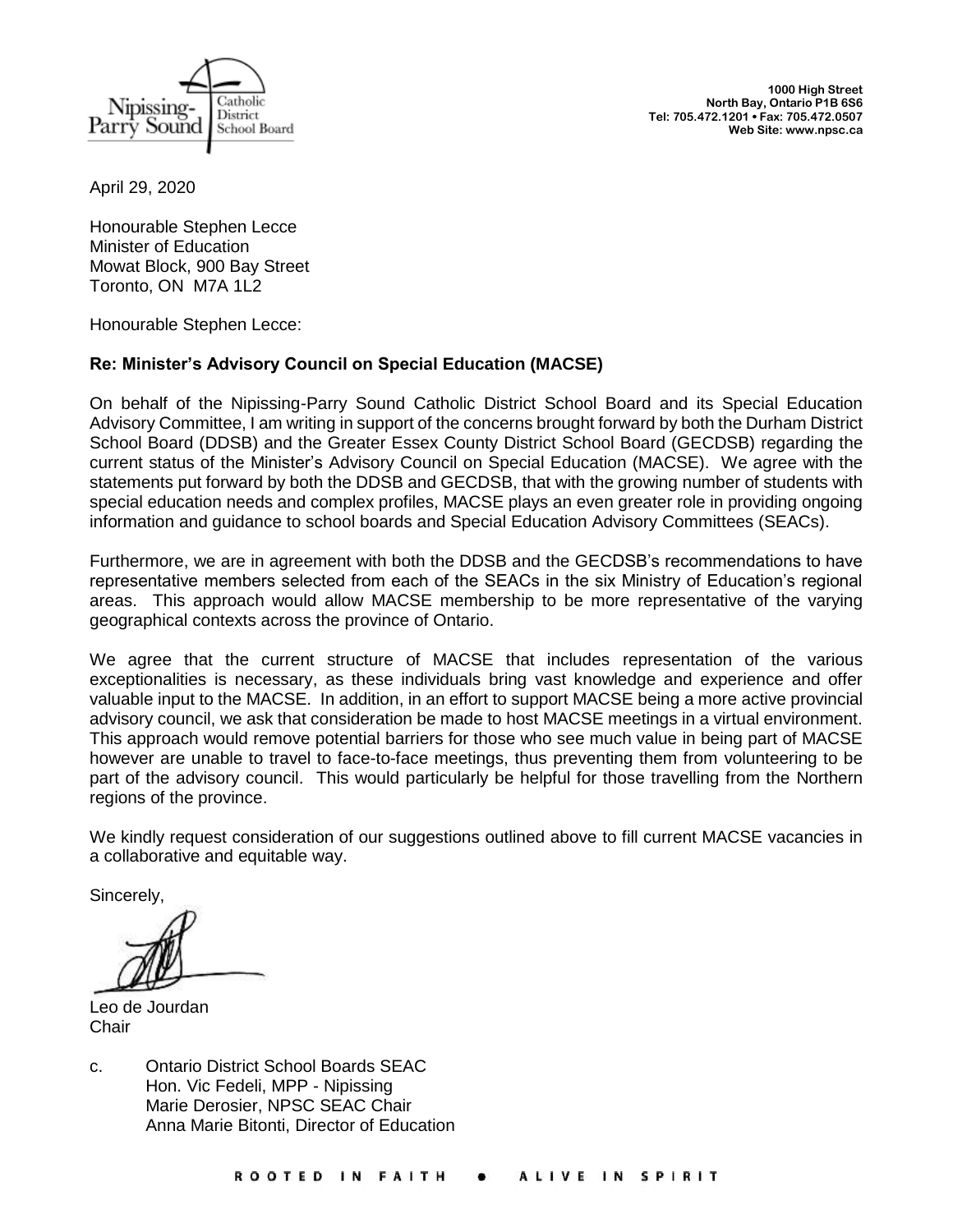Nipissing-Parry Sound Catholic District School Board

**1000 High Street**
**North Bay, Ontario P1B 6S6**
**Tel: 705.472.1201 • Fax: 705.472.0507**
**Web Site: www.npsc.ca**

April 29, 2020

Honourable Stephen Lecce
Minister of Education
Mowat Block, 900 Bay Street
Toronto, ON M7A 1L2

Honourable Stephen Lecce:

**Re: Minister's Advisory Council on Special Education (MACSE)**

On behalf of the Nipissing-Parry Sound Catholic District School Board and its Special Education Advisory Committee, I am writing in support of the concerns brought forward by both the Durham District School Board (DDSB) and the Greater Essex County District School Board (GECDSB) regarding the current status of the Minister's Advisory Council on Special Education (MACSE). We agree with the statements put forward by both the DDSB and GECDSB, that with the growing number of students with special education needs and complex profiles, MACSE plays an even greater role in providing ongoing information and guidance to school boards and Special Education Advisory Committees (SEACs).

Furthermore, we are in agreement with both the DDSB and the GECDSB's recommendations to have representative members selected from each of the SEACs in the six Ministry of Education's regional areas. This approach would allow MACSE membership to be more representative of the varying geographical contexts across the province of Ontario.

We agree that the current structure of MACSE that includes representation of the various exceptionalities is necessary, as these individuals bring vast knowledge and experience and offer valuable input to the MACSE. In addition, in an effort to support MACSE being a more active provincial advisory council, we ask that consideration be made to host MACSE meetings in a virtual environment. This approach would remove potential barriers for those who see much value in being part of MACSE however are unable to travel to face-to-face meetings, thus preventing them from volunteering to be part of the advisory council. This would particularly be helpful for those travelling from the Northern regions of the province.

We kindly request consideration of our suggestions outlined above to fill current MACSE vacancies in a collaborative and equitable way.

Sincerely,

Leo de Jourdan
Chair

c. Ontario District School Boards SEAC
Hon. Vic Fedeli, MPP - Nipissing
Marie Derosier, NPSC SEAC Chair
Anna Marie Bitonti, Director of Education

ROOTED IN FAITH • ALIVE IN SPIRIT